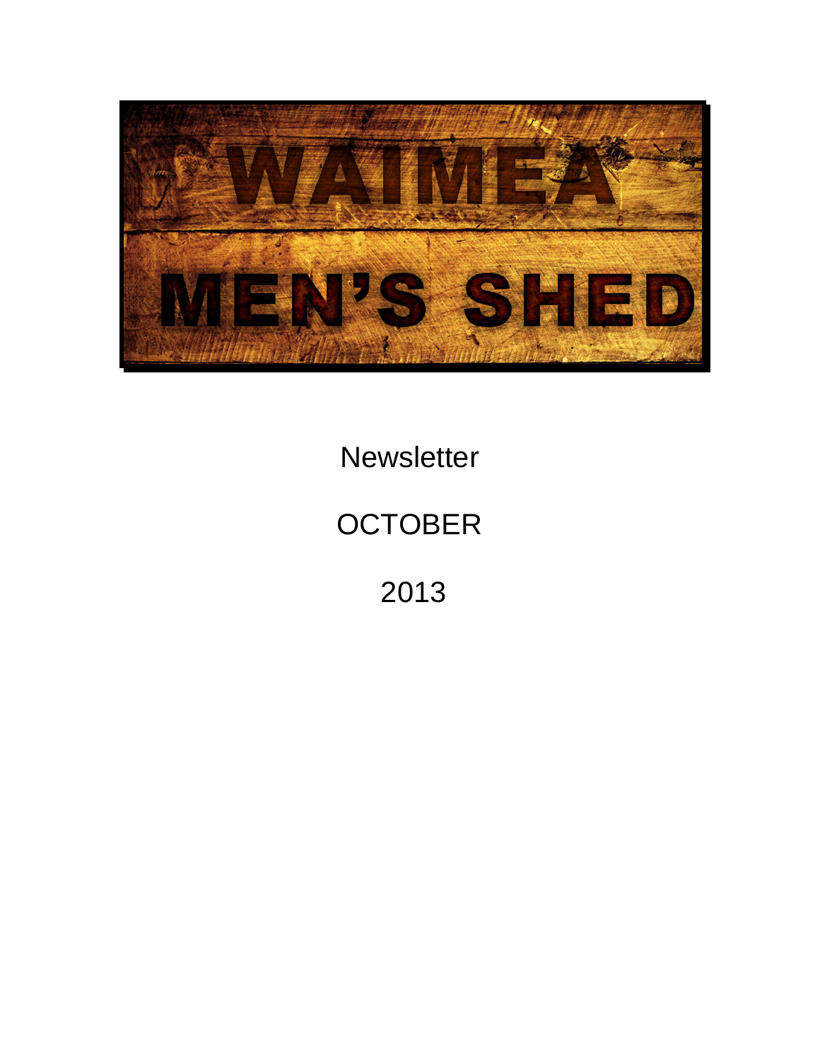# WAIMEA MEN'S SHED

Newsletter

OCTOBER

2013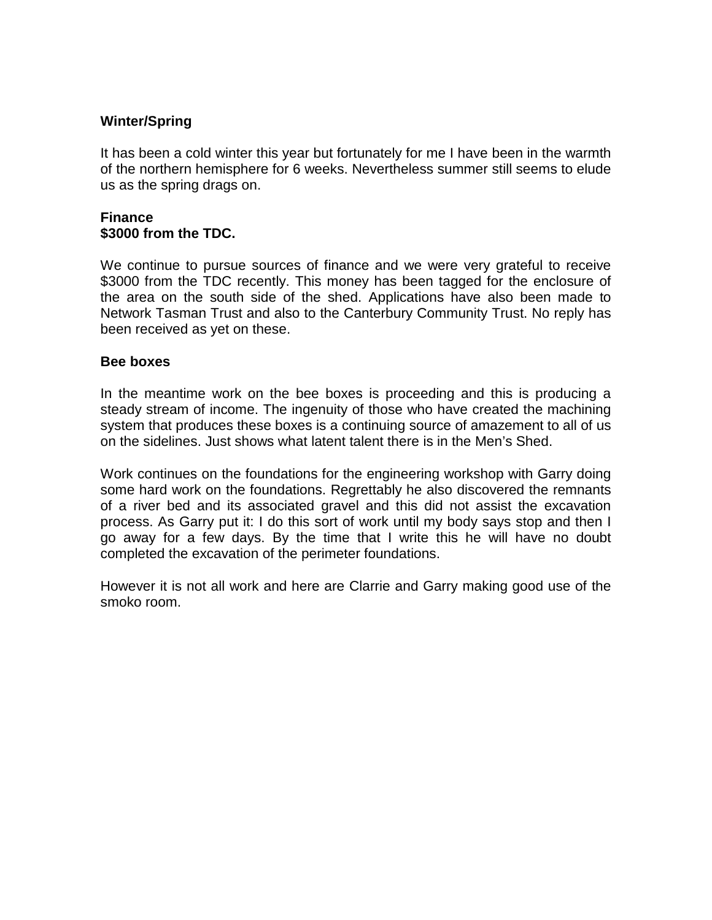**Winter/Spring**

It has been a cold winter this year but fortunately for me I have been in the warmth of the northern hemisphere for 6 weeks. Nevertheless summer still seems to elude us as the spring drags on.

**Finance**
**$3000 from the TDC.**

We continue to pursue sources of finance and we were very grateful to receive $3000 from the TDC recently. This money has been tagged for the enclosure of the area on the south side of the shed. Applications have also been made to Network Tasman Trust and also to the Canterbury Community Trust. No reply has been received as yet on these.

**Bee boxes**

In the meantime work on the bee boxes is proceeding and this is producing a steady stream of income. The ingenuity of those who have created the machining system that produces these boxes is a continuing source of amazement to all of us on the sidelines. Just shows what latent talent there is in the Men's Shed.

Work continues on the foundations for the engineering workshop with Garry doing some hard work on the foundations. Regrettably he also discovered the remnants of a river bed and its associated gravel and this did not assist the excavation process. As Garry put it: I do this sort of work until my body says stop and then I go away for a few days. By the time that I write this he will have no doubt completed the excavation of the perimeter foundations.

However it is not all work and here are Clarrie and Garry making good use of the smoko room.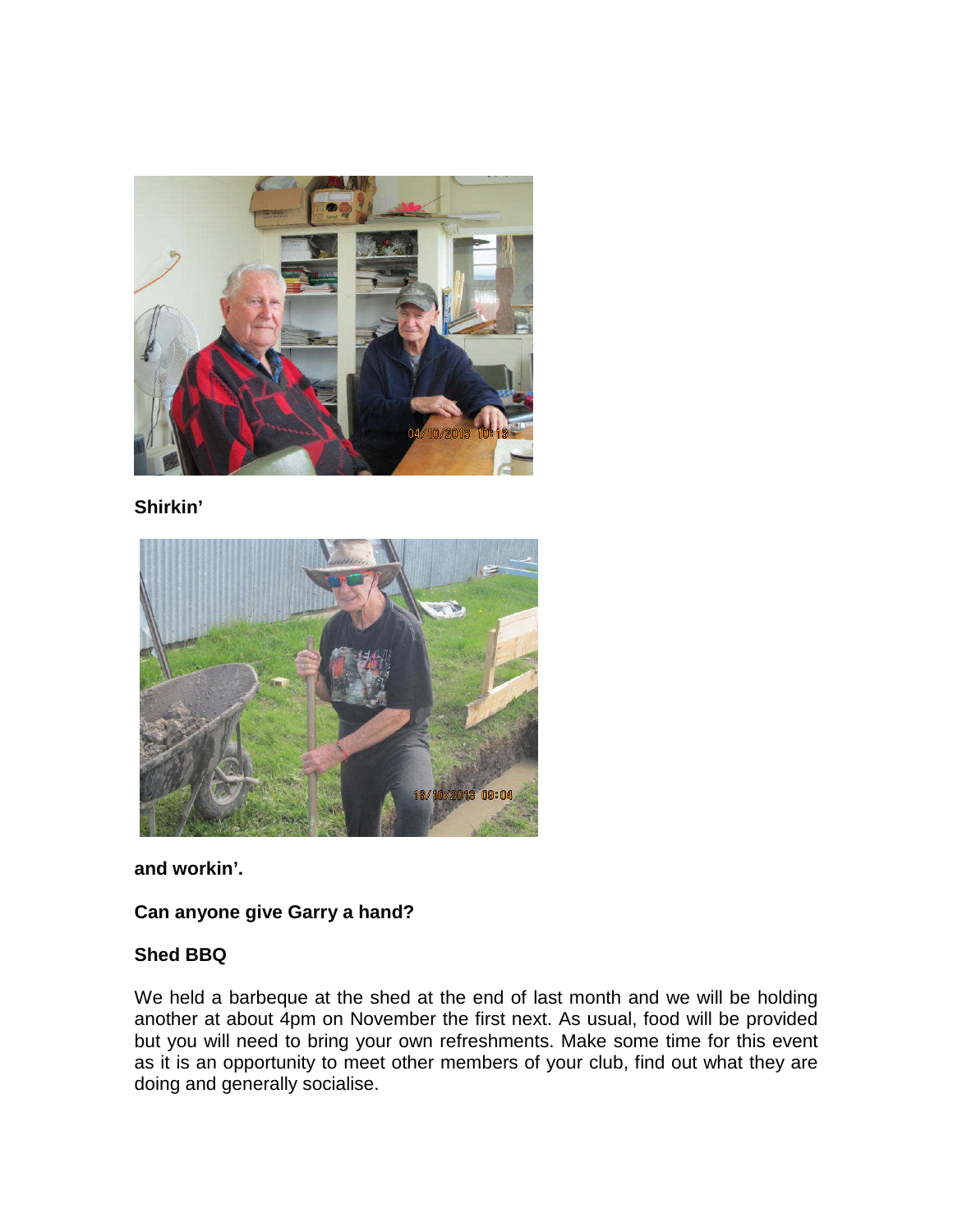**Shirkin'**

**and workin'.**

**Can anyone give Garry a hand?**

**Shed BBQ**

We held a barbeque at the shed at the end of last month and we will be holding another at about 4pm on November the first next. As usual, food will be provided but you will need to bring your own refreshments. Make some time for this event as it is an opportunity to meet other members of your club, find out what they are doing and generally socialise.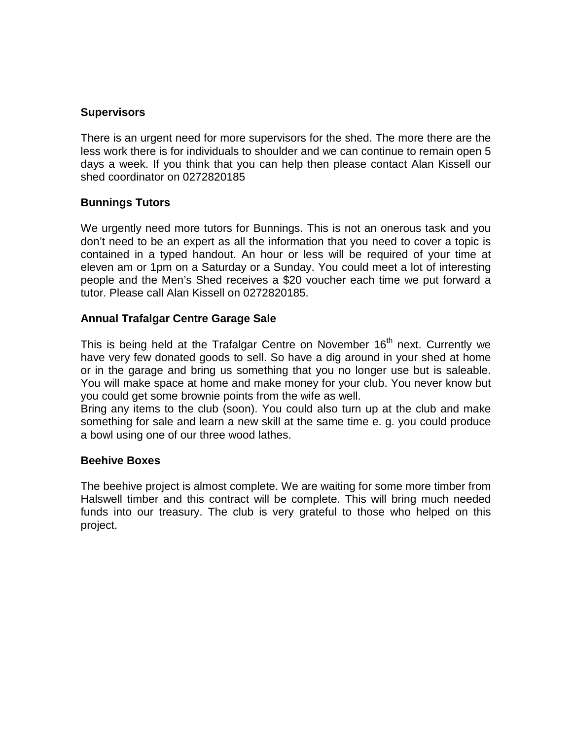**Supervisors**

There is an urgent need for more supervisors for the shed. The more there are the less work there is for individuals to shoulder and we can continue to remain open 5 days a week. If you think that you can help then please contact Alan Kissell our shed coordinator on 0272820185

**Bunnings Tutors**

We urgently need more tutors for Bunnings. This is not an onerous task and you don't need to be an expert as all the information that you need to cover a topic is contained in a typed handout. An hour or less will be required of your time at eleven am or 1pm on a Saturday or a Sunday. You could meet a lot of interesting people and the Men's Shed receives a $20 voucher each time we put forward a tutor. Please call Alan Kissell on 0272820185.

**Annual Trafalgar Centre Garage Sale**

This is being held at the Trafalgar Centre on November 16th next. Currently we have very few donated goods to sell. So have a dig around in your shed at home or in the garage and bring us something that you no longer use but is saleable. You will make space at home and make money for your club. You never know but you could get some brownie points from the wife as well.
Bring any items to the club (soon). You could also turn up at the club and make something for sale and learn a new skill at the same time e. g. you could produce a bowl using one of our three wood lathes.

**Beehive Boxes**

The beehive project is almost complete. We are waiting for some more timber from Halswell timber and this contract will be complete. This will bring much needed funds into our treasury. The club is very grateful to those who helped on this project.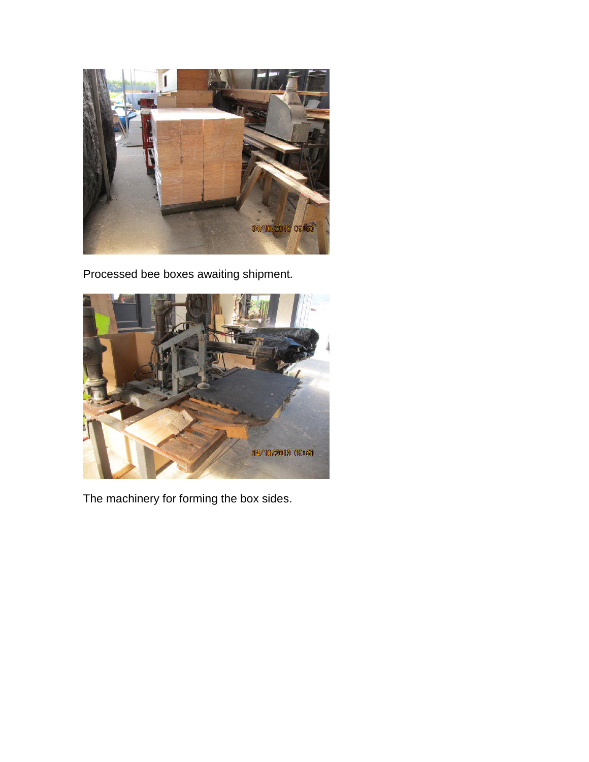Processed bee boxes awaiting shipment.

The machinery for forming the box sides.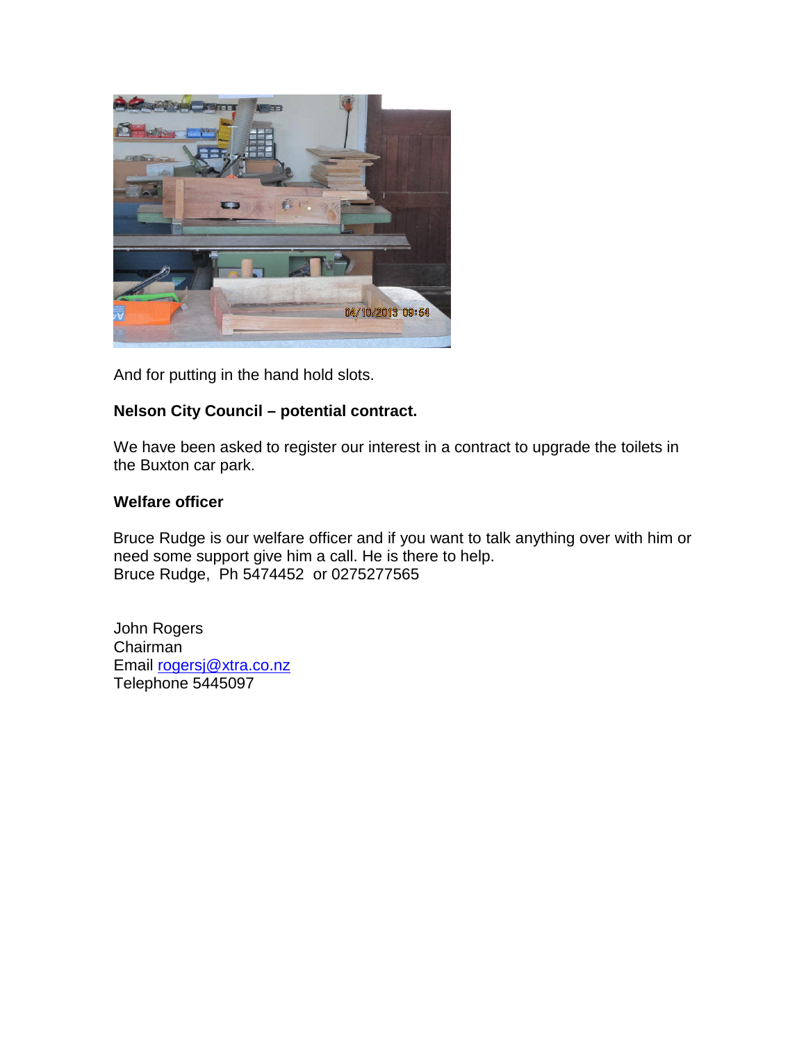And for putting in the hand hold slots.

**Nelson City Council – potential contract.**

We have been asked to register our interest in a contract to upgrade the toilets in the Buxton car park.

**Welfare officer**

Bruce Rudge is our welfare officer and if you want to talk anything over with him or need some support give him a call. He is there to help.
Bruce Rudge, Ph 5474452 or 0275277565

John Rogers
Chairman
Email rogersj@xtra.co.nz
Telephone 5445097